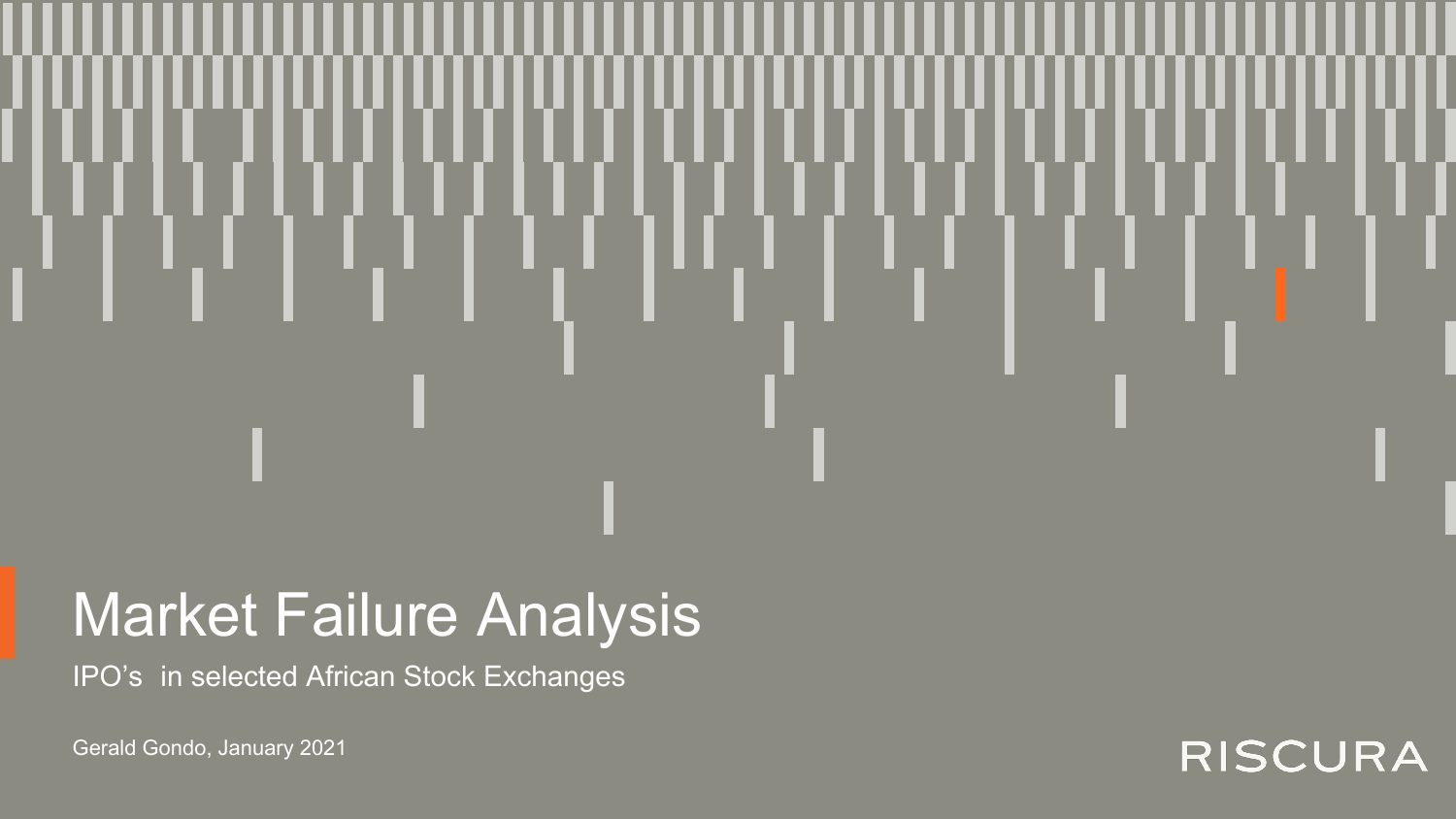# Market Failure Analysis

IPO's  in selected African Stock Exchanges

Gerald Gondo, January 2021

RISCURA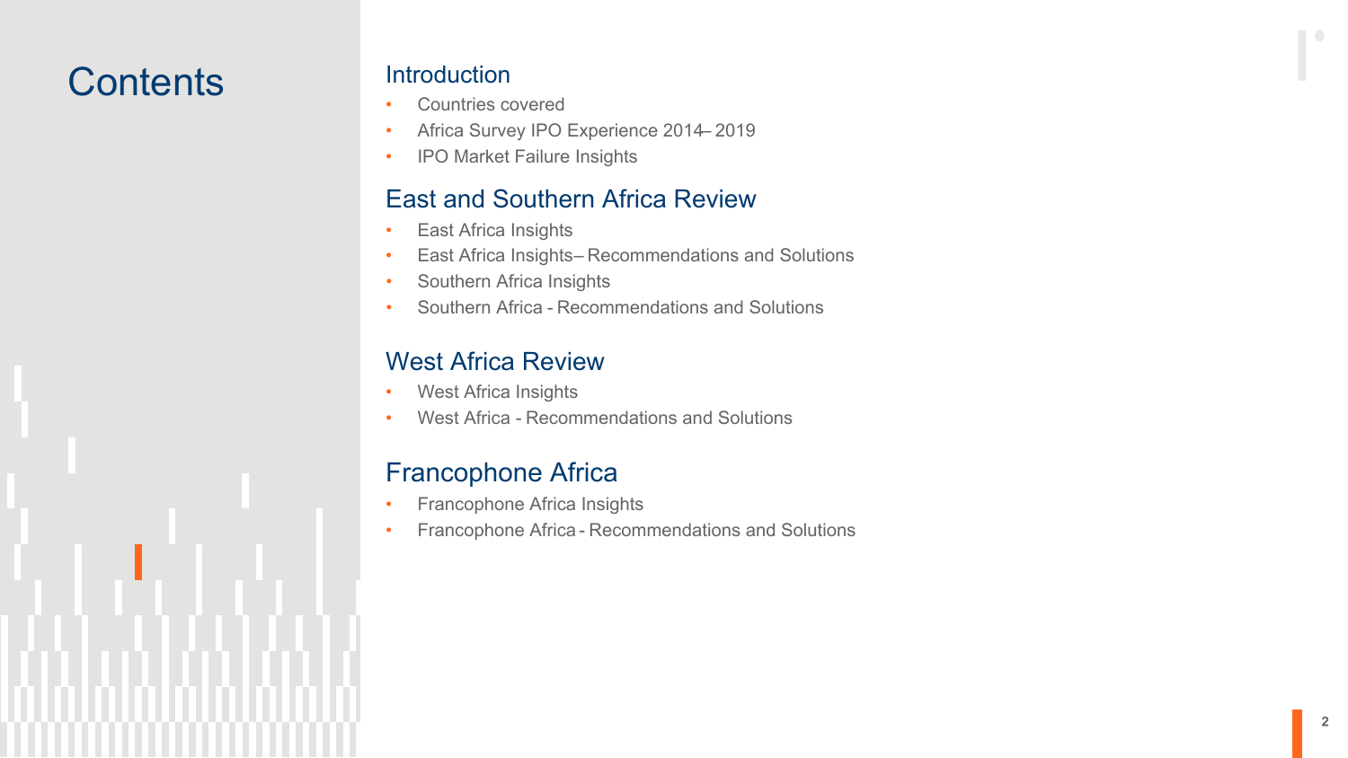# Contents

## Introduction

- Countries covered
- Africa Survey IPO Experience 2014– 2019
- IPO Market Failure Insights

## East and Southern Africa Review

- East Africa Insights
- East Africa Insights – Recommendations and Solutions
- Southern Africa Insights
- Southern Africa - Recommendations and Solutions

## West Africa Review

- West Africa Insights
- West Africa - Recommendations and Solutions

## Francophone Africa

- Francophone Africa Insights
- Francophone Africa - Recommendations and Solutions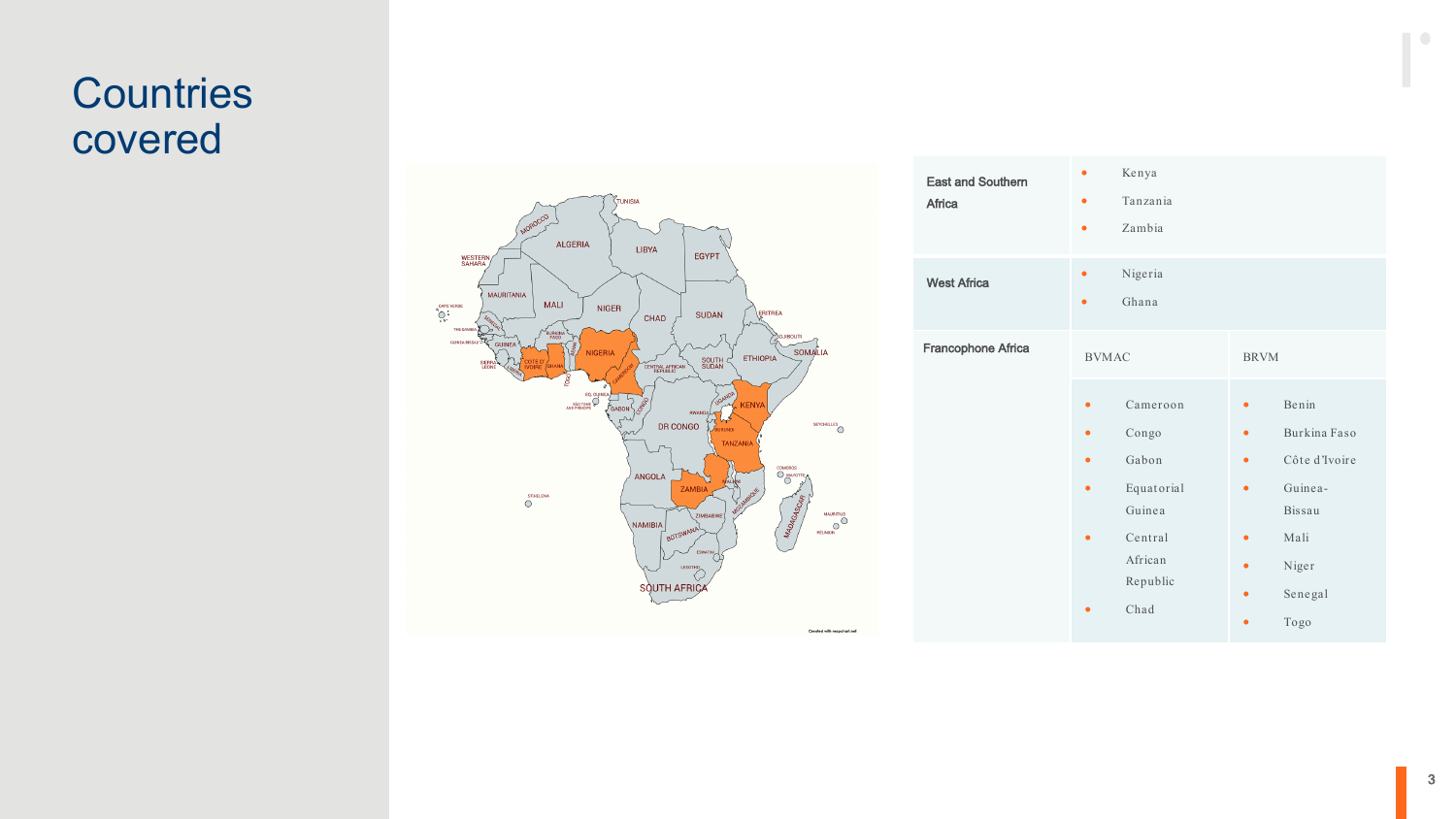# Countries covered

| Region | | |
|---|---|---|
| East and Southern Africa | • Kenya<br>• Tanzania<br>• Zambia | |
| West Africa | • Nigeria<br>• Ghana | |
| Francophone Africa | BVMAC | BRVM |
| | • Cameroon<br>• Congo<br>• Gabon<br>• Equatorial Guinea<br>• Central African Republic<br>• Chad | • Benin<br>• Burkina Faso<br>• Côte d'Ivoire<br>• Guinea-Bissau<br>• Mali<br>• Niger<br>• Senegal<br>• Togo |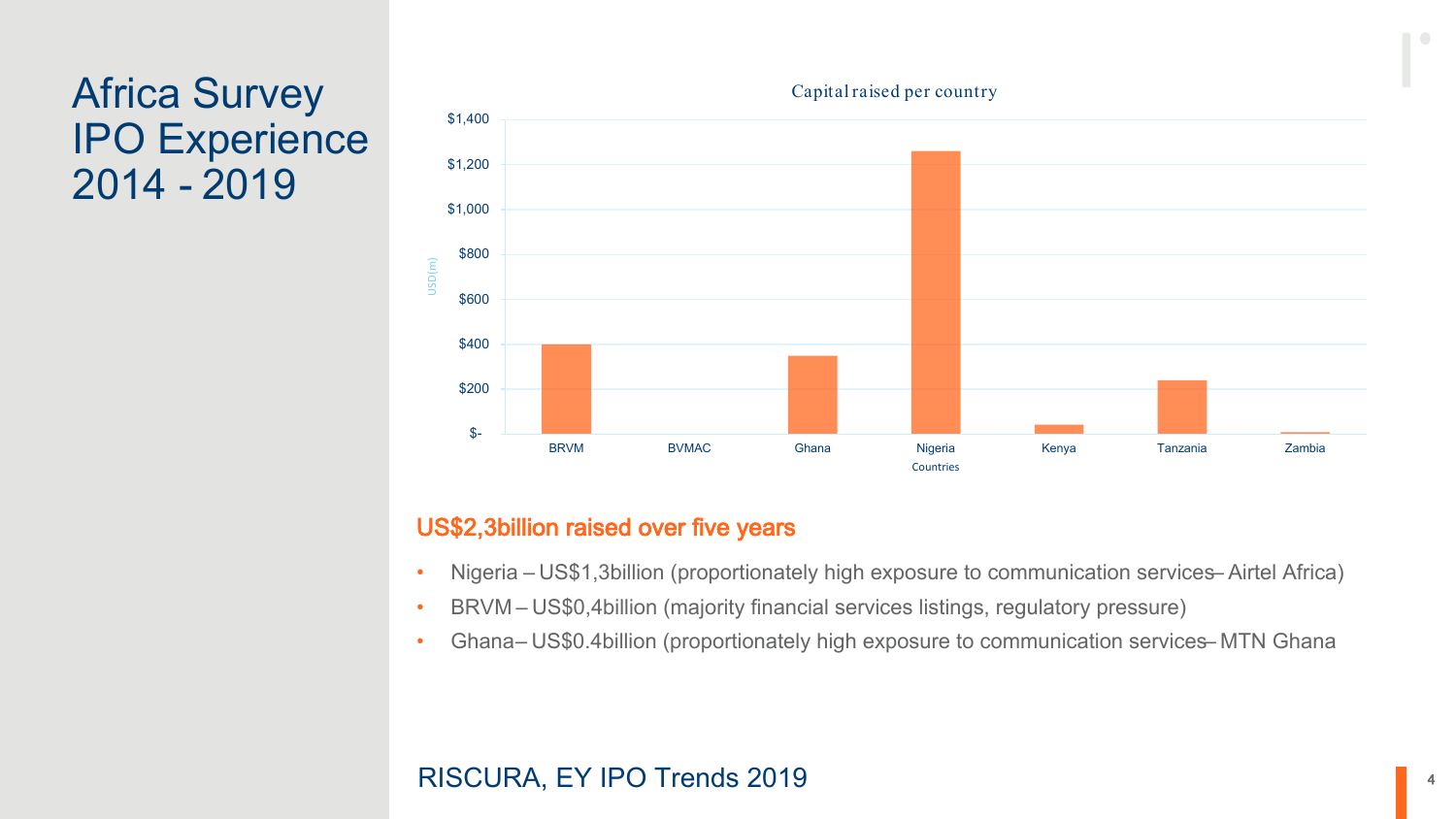# Africa Survey IPO Experience 2014 - 2019

Capital raised per country

## US$2,3billion raised over five years

- Nigeria – US$1,3billion (proportionately high exposure to communication services– Airtel Africa)
- BRVM – US$0,4billion (majority financial services listings, regulatory pressure)
- Ghana– US$0.4billion (proportionately high exposure to communication services– MTN Ghana

RISCURA, EY IPO Trends 2019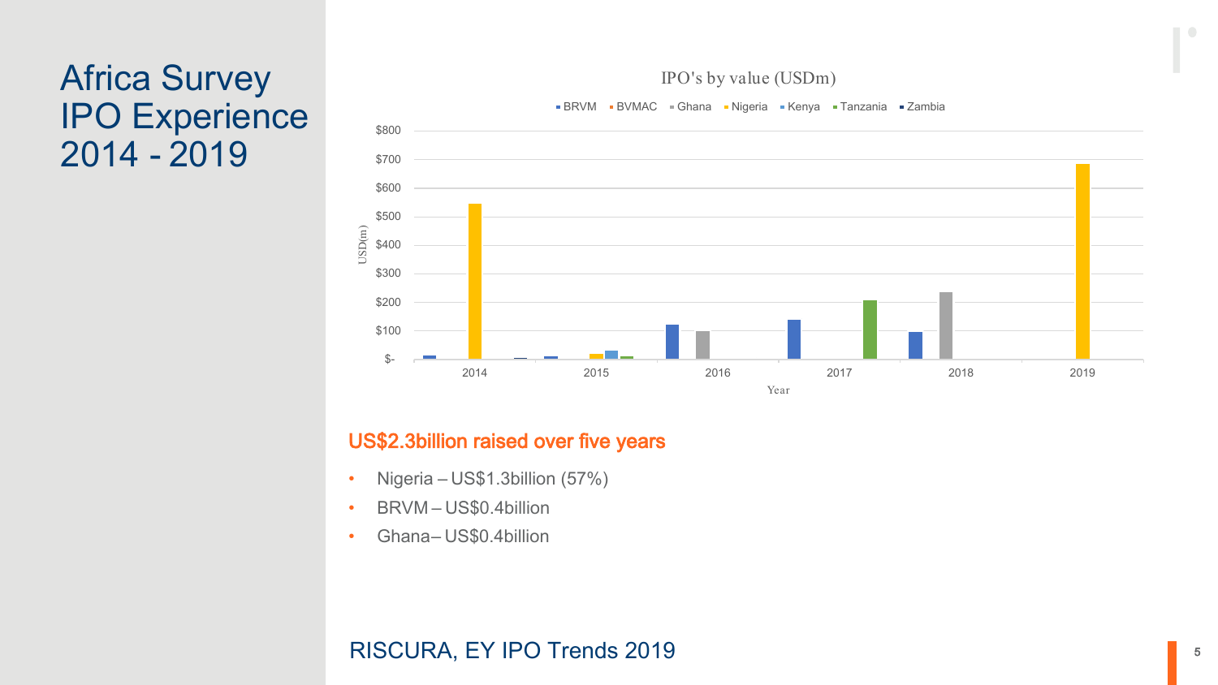# Africa Survey IPO Experience 2014 - 2019

IPO's by value (USDm)

BRVM · BVMAC · Ghana · Nigeria · Kenya · Tanzania · Zambia

**US$2.3billion raised over five years**

- Nigeria – US$1.3billion (57%)
- BRVM – US$0.4billion
- Ghana– US$0.4billion

RISCURA, EY IPO Trends 2019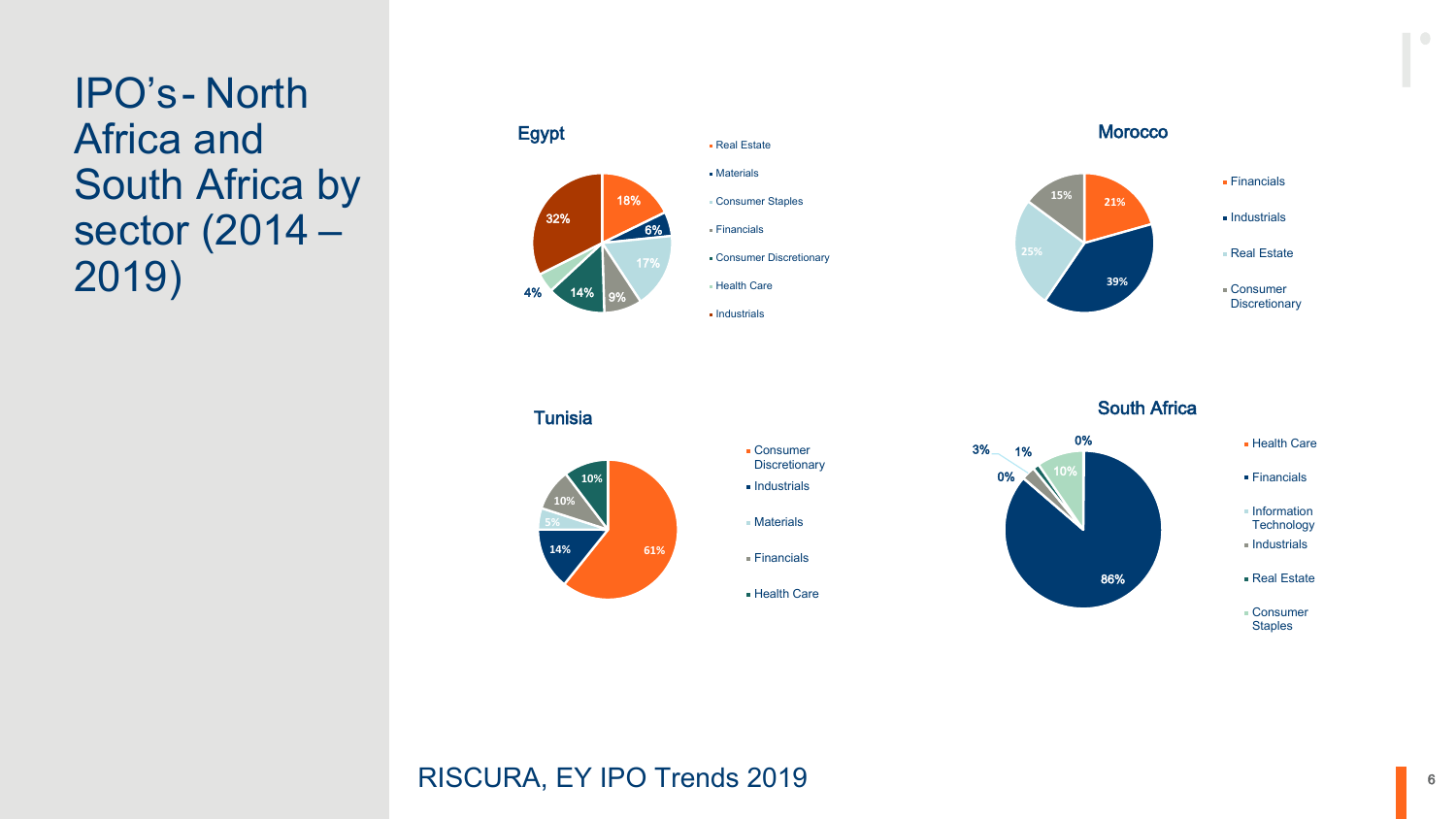# IPO's - North Africa and South Africa by sector (2014 – 2019)

### Egypt

- Real Estate
- Materials
- Consumer Staples
- Financials
- Consumer Discretionary
- Health Care
- Industrials

18%, 6%, 17%, 9%, 14%, 4%, 32%

### Morocco

- Financials
- Industrials
- Real Estate
- Consumer Discretionary

21%, 39%, 25%, 15%

### Tunisia

- Consumer Discretionary
- Industrials
- Materials
- Financials
- Health Care

61%, 14%, 5%, 10%, 10%

### South Africa

- Health Care
- Financials
- Information Technology
- Industrials
- Real Estate
- Consumer Staples

0%, 86%, 0%, 3%, 1%, 10%

RISCURA, EY IPO Trends 2019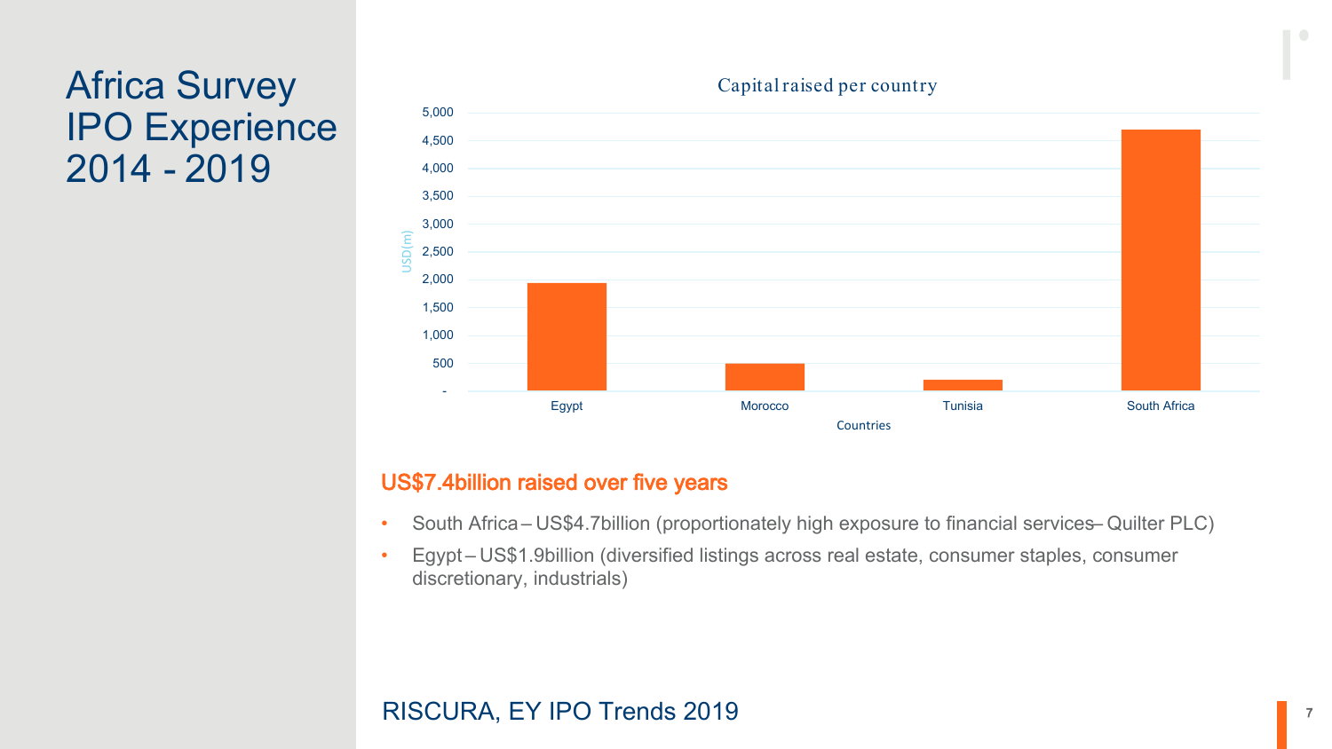# Africa Survey IPO Experience 2014 - 2019

Capital raised per country

| Countries | USD(m) |
|---|---|
| Egypt | ~1,950 |
| Morocco | ~500 |
| Tunisia | ~200 |
| South Africa | ~4,700 |

## US$7.4billion raised over five years

- South Africa – US$4.7billion (proportionately high exposure to financial services– Quilter PLC)
- Egypt – US$1.9billion (diversified listings across real estate, consumer staples, consumer discretionary, industrials)

RISCURA, EY IPO Trends 2019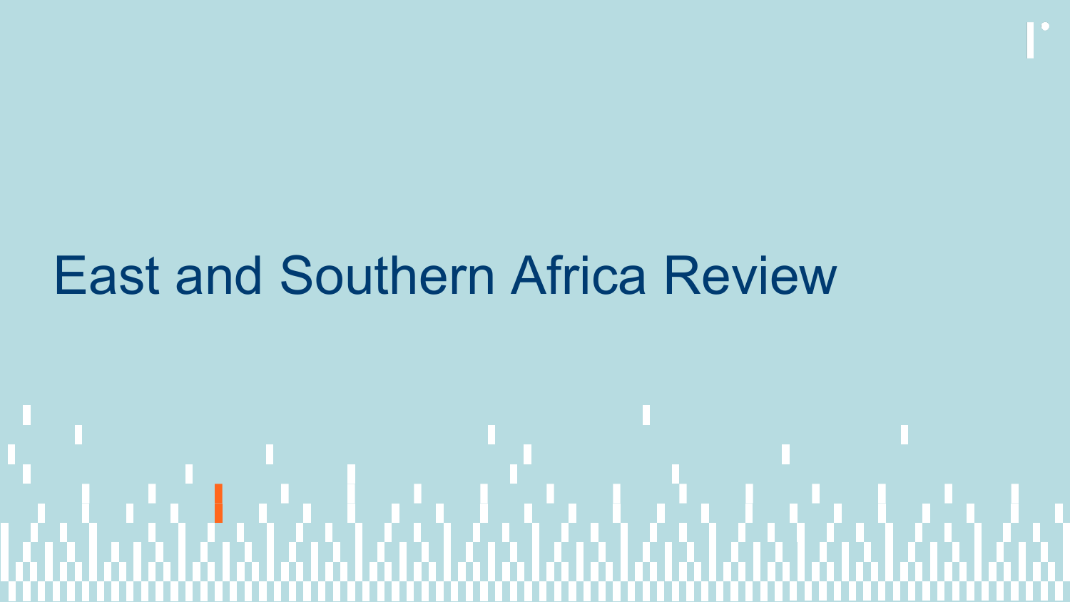# East and Southern Africa Review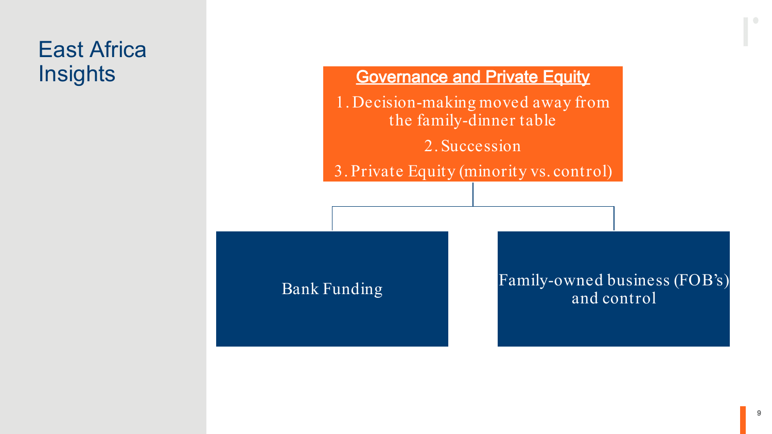# East Africa Insights

## Governance and Private Equity

1. Decision-making moved away from the family-dinner table
2. Succession
3. Private Equity (minority vs. control)

- Bank Funding
- Family-owned business (FOB's) and control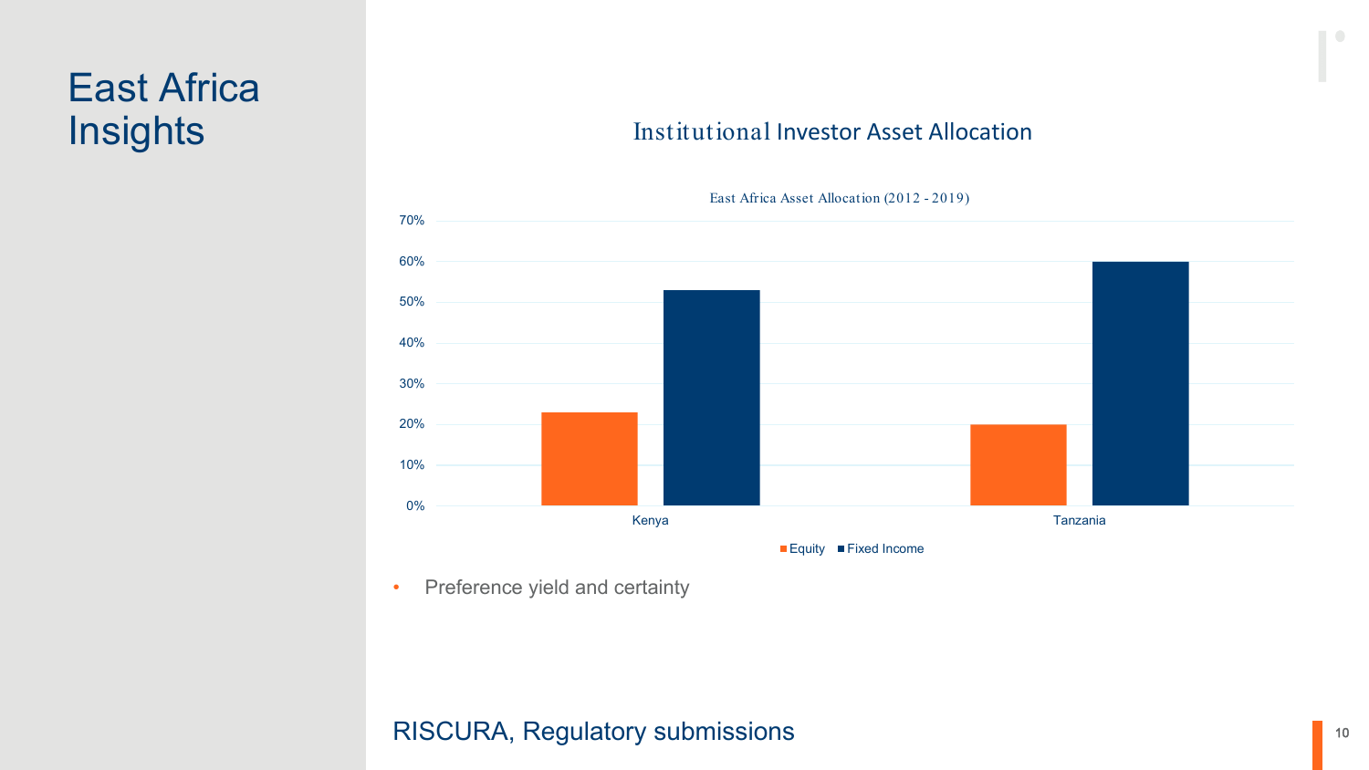# East Africa Insights

## Institutional Investor Asset Allocation

East Africa Asset Allocation (2012 - 2019)

| | Equity | Fixed Income |
|---|---|---|
| Kenya | 23% | 53% |
| Tanzania | 20% | 60% |

- Preference yield and certainty

RISCURA, Regulatory submissions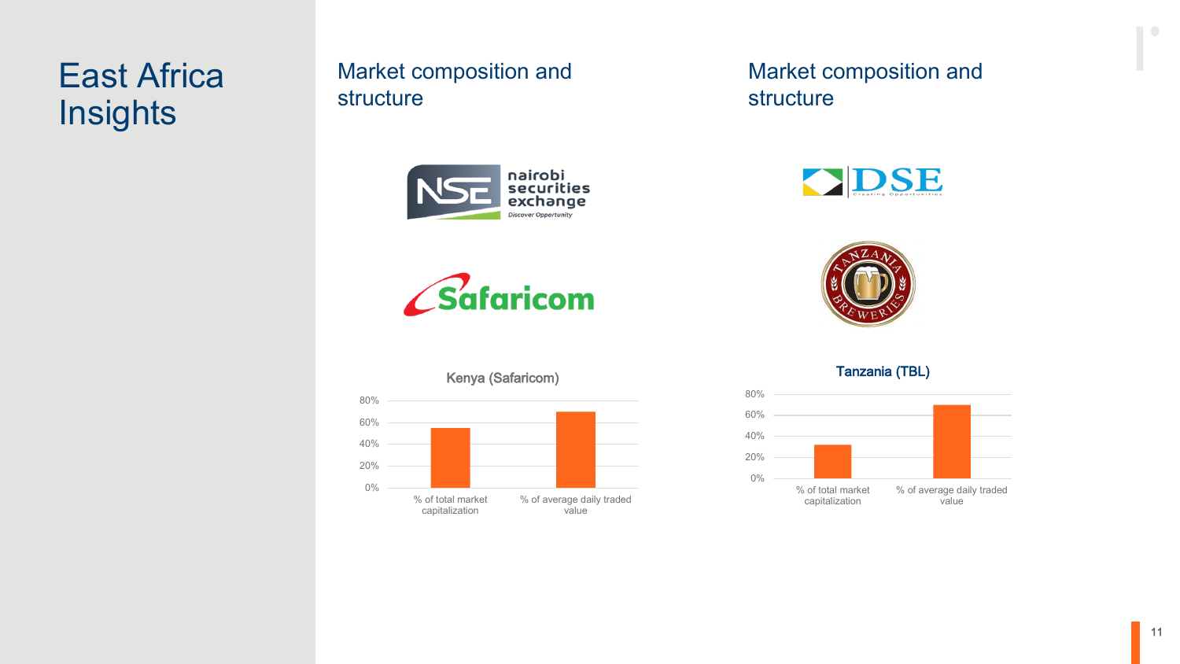# East Africa Insights

## Market composition and structure

nairobi securities exchange

Discover Opportunity

Safaricom

**Kenya (Safaricom)**

80%
60%
40%
20%
0%

% of total market capitalization

% of average daily traded value

## Market composition and structure

DSE

Creating Opportunities

Tanzania Breweries

**Tanzania (TBL)**

80%
60%
40%
20%
0%

% of total market capitalization

% of average daily traded value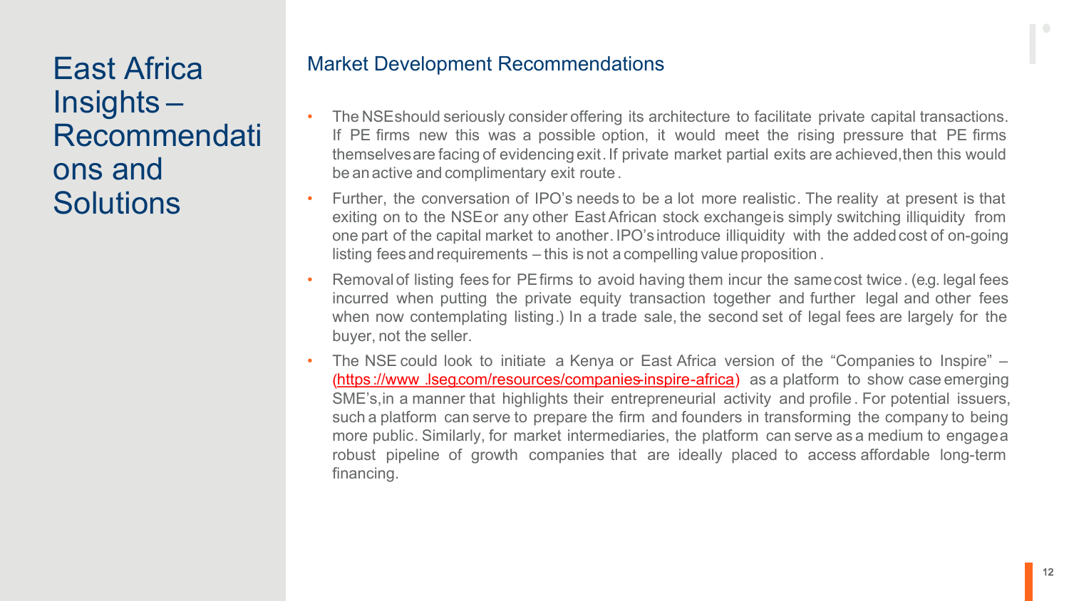# East Africa Insights – Recommendations and Solutions

## Market Development Recommendations

- The NSE should seriously consider offering its architecture to facilitate private capital transactions. If PE firms new this was a possible option, it would meet the rising pressure that PE firms themselves are facing of evidencing exit. If private market partial exits are achieved, then this would be an active and complimentary exit route.
- Further, the conversation of IPO's needs to be a lot more realistic. The reality at present is that exiting on to the NSE or any other East African stock exchange is simply switching illiquidity from one part of the capital market to another. IPO's introduce illiquidity with the added cost of on-going listing fees and requirements – this is not a compelling value proposition.
- Removal of listing fees for PE firms to avoid having them incur the same cost twice. (e.g. legal fees incurred when putting the private equity transaction together and further legal and other fees when now contemplating listing.) In a trade sale, the second set of legal fees are largely for the buyer, not the seller.
- The NSE could look to initiate a Kenya or East Africa version of the "Companies to Inspire" – (https://www.lseg.com/resources/companies-inspire-africa) as a platform to show case emerging SME's, in a manner that highlights their entrepreneurial activity and profile. For potential issuers, such a platform can serve to prepare the firm and founders in transforming the company to being more public. Similarly, for market intermediaries, the platform can serve as a medium to engage a robust pipeline of growth companies that are ideally placed to access affordable long-term financing.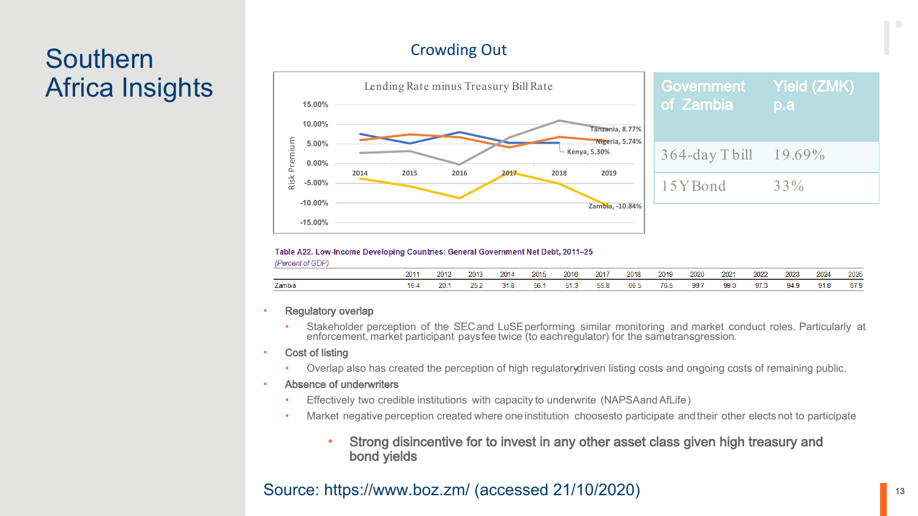# Southern Africa Insights

## Crowding Out

**Lending Rate minus Treasury Bill Rate**

Risk Premium

Tanzania, 8.77%
Nigeria, 5.74%
Kenya, 5.30%
Zambia, -10.84%

| Government of Zambia | Yield (ZMK) p.a |
|---|---|
| 364-day T bill | 19.69% |
| 15Y Bond | 33% |

**Table A22. Low-Income Developing Countries: General Government Net Debt, 2011–25**
*(Percent of GDP)*

| | 2011 | 2012 | 2013 | 2014 | 2015 | 2016 | 2017 | 2018 | 2019 | 2020 | 2021 | 2022 | 2023 | 2024 | 2025 |
|---|---|---|---|---|---|---|---|---|---|---|---|---|---|---|---|
| Zambia | 16.4 | 20.1 | 25.2 | 31.8 | 56.1 | 51.3 | 55.8 | 66.5 | 76.5 | 99.7 | 99.0 | 97.3 | 94.9 | 91.8 | 87.9 |

- Regulatory overlap
  - Stakeholder perception of the SEC and LuSE performing similar monitoring and market conduct roles. Particularly at enforcement, market participant pays fee twice (to each regulator) for the same transgression.
- Cost of listing
  - Overlap also has created the perception of high regulatory driven listing costs and on-going costs of remaining public.
- Absence of underwriters
  - Effectively two credible institutions with capacity to underwrite (NAPSA and AfLife)
  - Market negative perception created where one institution chooses to participate and their other elects not to participate

  - **Strong disincentive for to invest in any other asset class given high treasury and bond yields**

Source: https://www.boz.zm/ (accessed 21/10/2020)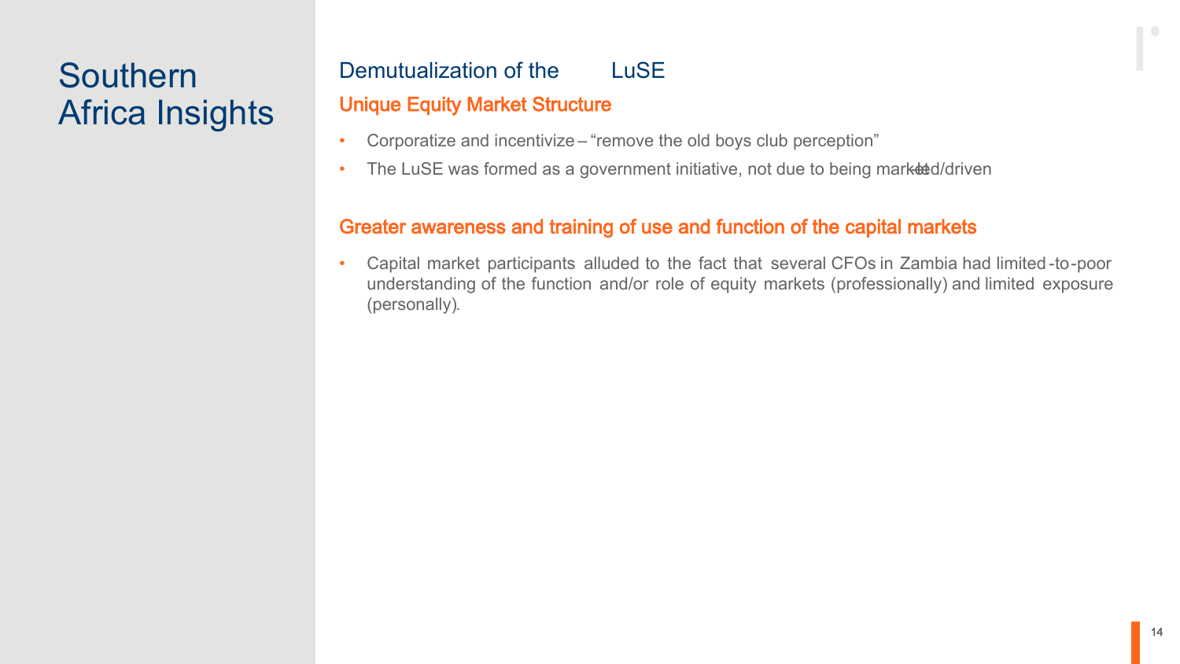# Southern Africa Insights

## Demutualization of the LuSE

### Unique Equity Market Structure

- Corporatize and incentivize – "remove the old boys club perception"
- The LuSE was formed as a government initiative, not due to being market-led/driven

### Greater awareness and training of use and function of the capital markets

- Capital market participants alluded to the fact that several CFOs in Zambia had limited-to-poor understanding of the function and/or role of equity markets (professionally) and limited exposure (personally).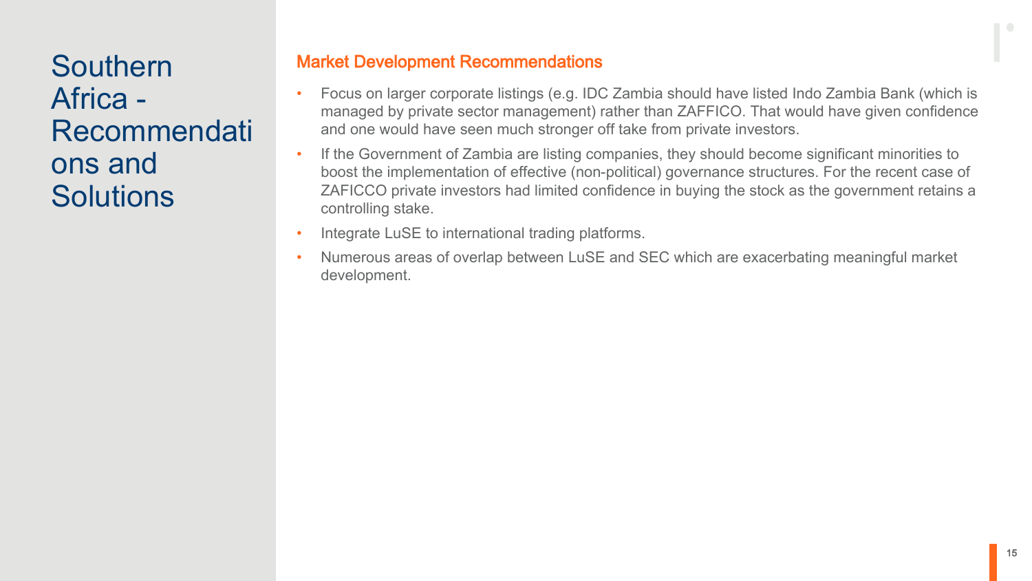# Southern Africa - Recommendations and Solutions

## Market Development Recommendations

- Focus on larger corporate listings (e.g. IDC Zambia should have listed Indo Zambia Bank (which is managed by private sector management) rather than ZAFFICO. That would have given confidence and one would have seen much stronger off take from private investors.
- If the Government of Zambia are listing companies, they should become significant minorities to boost the implementation of effective (non-political) governance structures. For the recent case of ZAFICCO private investors had limited confidence in buying the stock as the government retains a controlling stake.
- Integrate LuSE to international trading platforms.
- Numerous areas of overlap between LuSE and SEC which are exacerbating meaningful market development.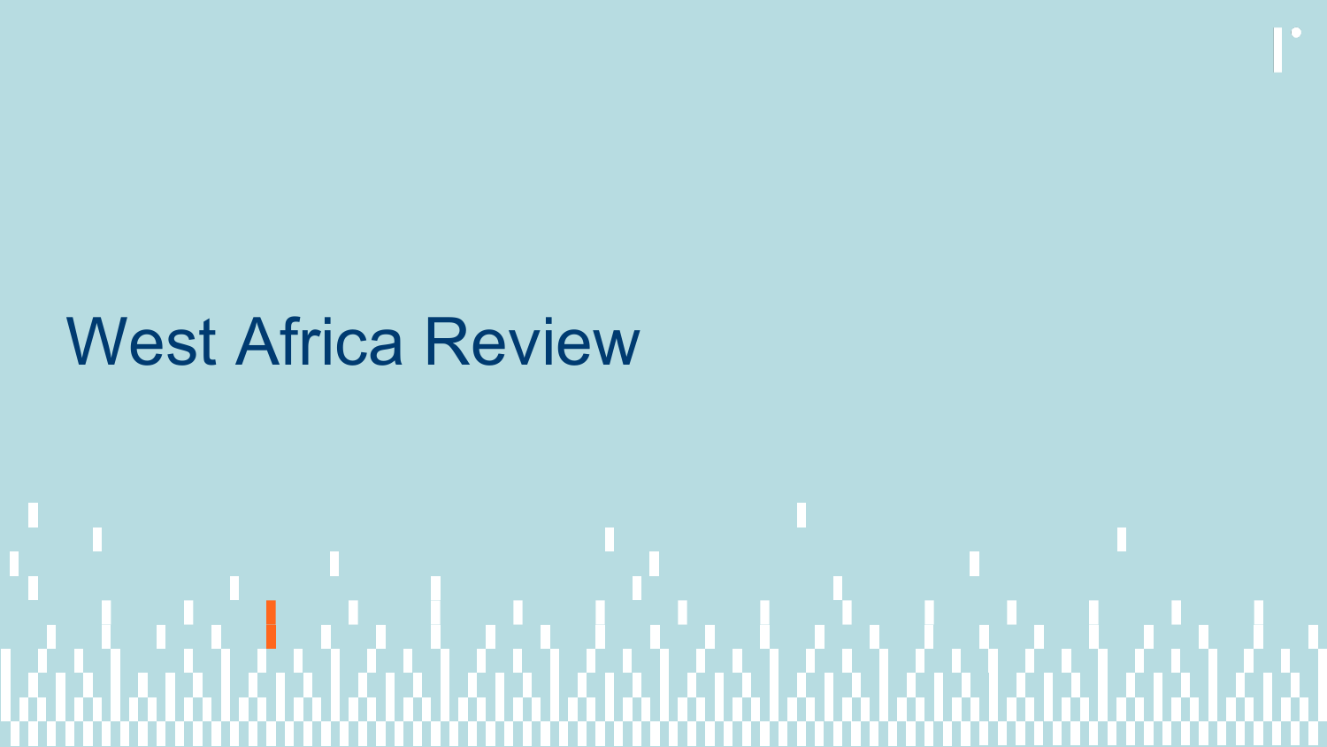# West Africa Review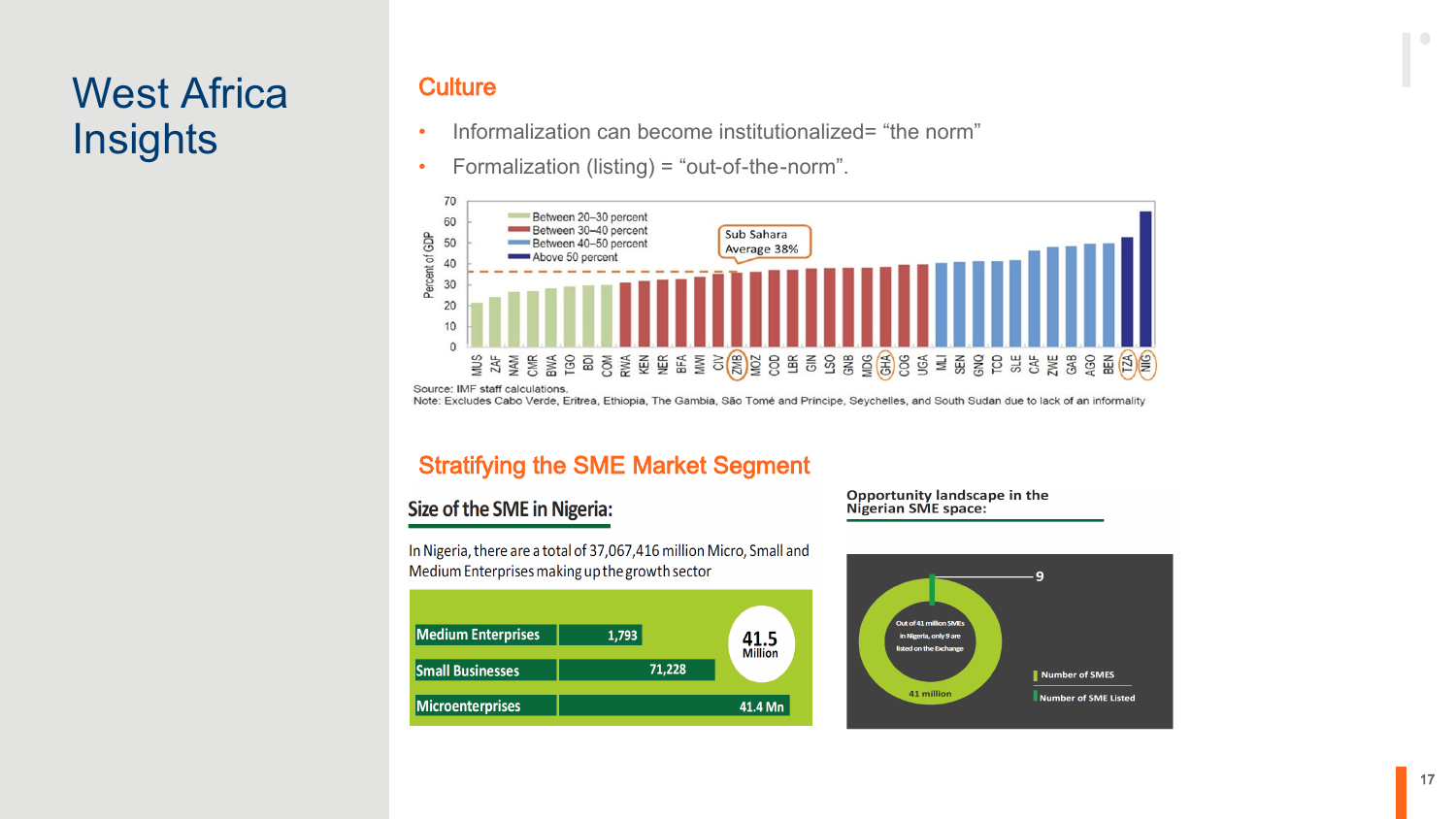# West Africa Insights

## Culture

- Informalization can become institutionalized= "the norm"
- Formalization (listing) = "out-of-the-norm".

Percent of GDP

- Between 20–30 percent
- Between 30–40 percent
- Between 40–50 percent
- Above 50 percent

Sub Sahara Average 38%

MUS, ZAF, NAM, CMR, BWA, TGO, BDI, COM, RWA, KEN, NER, BFA, MWI, CIV, ZMB, MOZ, COD, LBR, GIN, LSO, GNB, MDG, GHA, COG, UGA, MLI, SEN, GNQ, TCD, SLE, CAF, ZWE, GAB, AGO, BEN, TZA, NIG

Source: IMF staff calculations.
Note: Excludes Cabo Verde, Eritrea, Ethiopia, The Gambia, São Tomé and Principe, Seychelles, and South Sudan due to lack of an informality

## Stratifying the SME Market Segment

### Size of the SME in Nigeria:

In Nigeria, there are a total of 37,067,416 million Micro, Small and Medium Enterprises making up the growth sector

| Category | Number |
|---|---|
| Medium Enterprises | 1,793 |
| Small Businesses | 71,228 |
| Microenterprises | 41.4 Mn |

41.5 Million

### Opportunity landscape in the Nigerian SME space:

Out of 41 million SMEs in Nigeria, only 9 are listed on the Exchange

- 9
- 41 million
- Number of SMES
- Number of SME Listed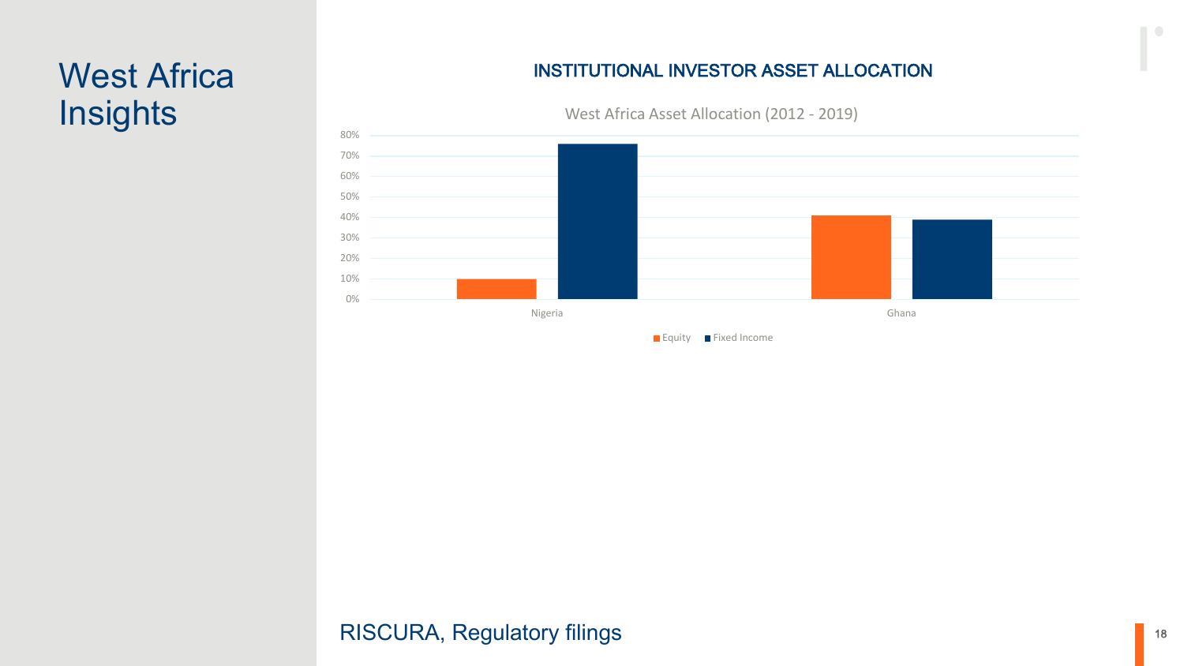# West Africa Insights

## INSTITUTIONAL INVESTOR ASSET ALLOCATION

West Africa Asset Allocation (2012 - 2019)

| | Equity | Fixed Income |
|---|---|---|
| Nigeria | 10% | 76% |
| Ghana | 41% | 39% |

RISCURA, Regulatory filings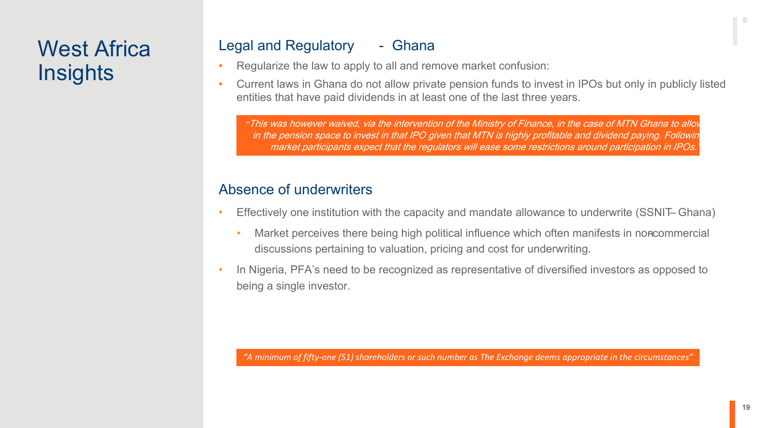# West Africa Insights

## Legal and Regulatory - Ghana

- Regularize the law to apply to all and remove market confusion:
- Current laws in Ghana do not allow private pension funds to invest in IPOs but only in publicly listed entities that have paid dividends in at least one of the last three years.

> *"This was however waived, via the intervention of the Ministry of Finance, in the case of MTN Ghana to allow in the pension space to invest in that IPO given that MTN is highly profitable and dividend paying. Following market participants expect that the regulators will ease some restrictions around participation in IPOs."*

## Absence of underwriters

- Effectively one institution with the capacity and mandate allowance to underwrite (SSNIT – Ghana)
  - Market perceives there being high political influence which often manifests in non-commercial discussions pertaining to valuation, pricing and cost for underwriting.
- In Nigeria, PFA's need to be recognized as representative of diversified investors as opposed to being a single investor.

> *"A minimum of fifty-one (51) shareholders or such number as The Exchange deems appropriate in the circumstances"*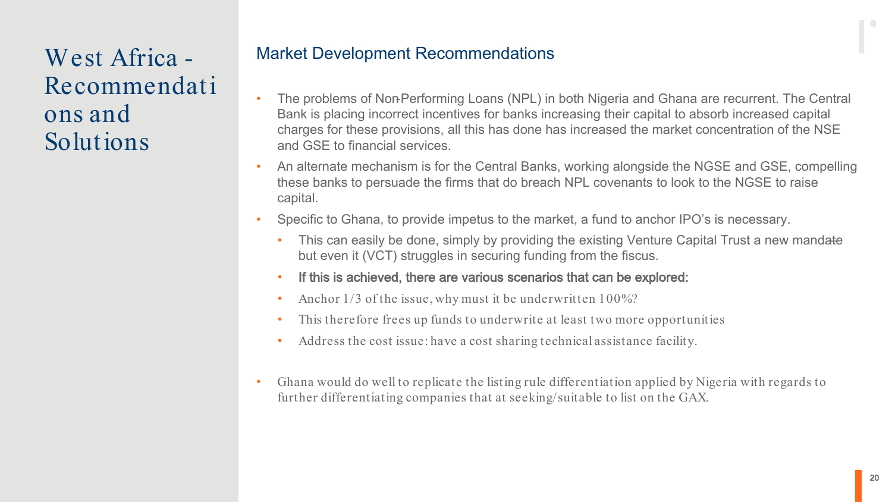# West Africa - Recommendations and Solutions

## Market Development Recommendations

- The problems of Non-Performing Loans (NPL) in both Nigeria and Ghana are recurrent. The Central Bank is placing incorrect incentives for banks increasing their capital to absorb increased capital charges for these provisions, all this has done has increased the market concentration of the NSE and GSE to financial services.
- An alternate mechanism is for the Central Banks, working alongside the NGSE and GSE, compelling these banks to persuade the firms that do breach NPL covenants to look to the NGSE to raise capital.
- Specific to Ghana, to provide impetus to the market, a fund to anchor IPO's is necessary.
  - This can easily be done, simply by providing the existing Venture Capital Trust a new mandate but even it (VCT) struggles in securing funding from the fiscus.
  - **If this is achieved, there are various scenarios that can be explored:**
  - Anchor 1/3 of the issue, why must it be underwritten 100%?
  - This therefore frees up funds to underwrite at least two more opportunities
  - Address the cost issue: have a cost sharing technical assistance facility.
- Ghana would do well to replicate the listing rule differentiation applied by Nigeria with regards to further differentiating companies that at seeking/suitable to list on the GAX.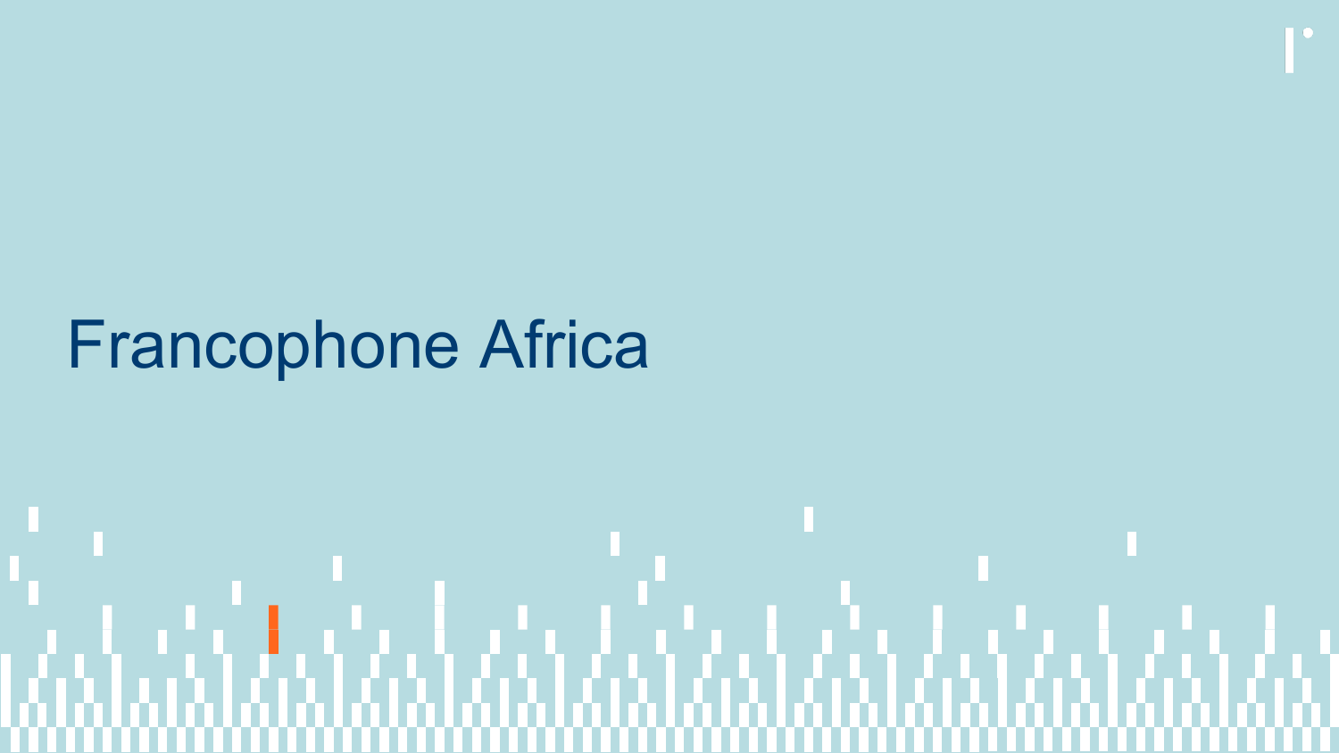# Francophone Africa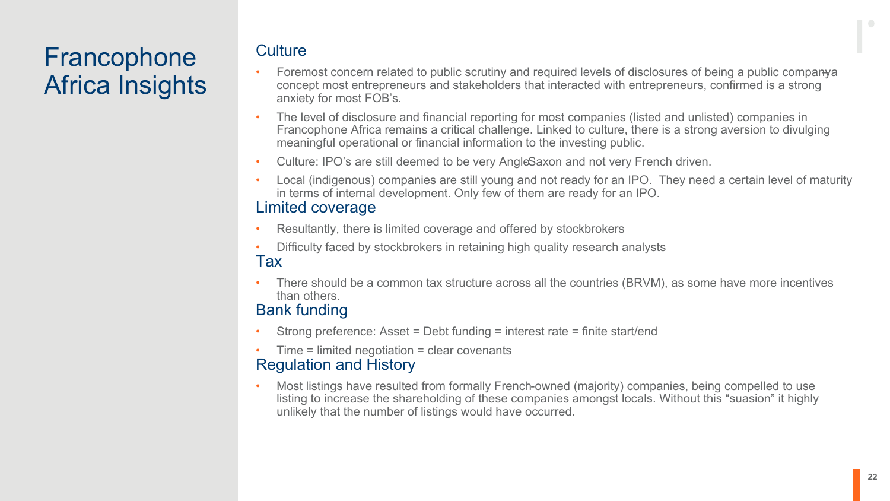# Francophone Africa Insights

## Culture

- Foremost concern related to public scrutiny and required levels of disclosures of being a public company – a concept most entrepreneurs and stakeholders that interacted with entrepreneurs, confirmed is a strong anxiety for most FOB's.
- The level of disclosure and financial reporting for most companies (listed and unlisted) companies in Francophone Africa remains a critical challenge. Linked to culture, there is a strong aversion to divulging meaningful operational or financial information to the investing public.
- Culture: IPO's are still deemed to be very Anglo-Saxon and not very French driven.
- Local (indigenous) companies are still young and not ready for an IPO. They need a certain level of maturity in terms of internal development. Only few of them are ready for an IPO.

## Limited coverage

- Resultantly, there is limited coverage and offered by stockbrokers
- Difficulty faced by stockbrokers in retaining high quality research analysts

## Tax

- There should be a common tax structure across all the countries (BRVM), as some have more incentives than others.

## Bank funding

- Strong preference: Asset = Debt funding = interest rate = finite start/end
- Time = limited negotiation = clear covenants

## Regulation and History

- Most listings have resulted from formally French-owned (majority) companies, being compelled to use listing to increase the shareholding of these companies amongst locals. Without this "suasion" it highly unlikely that the number of listings would have occurred.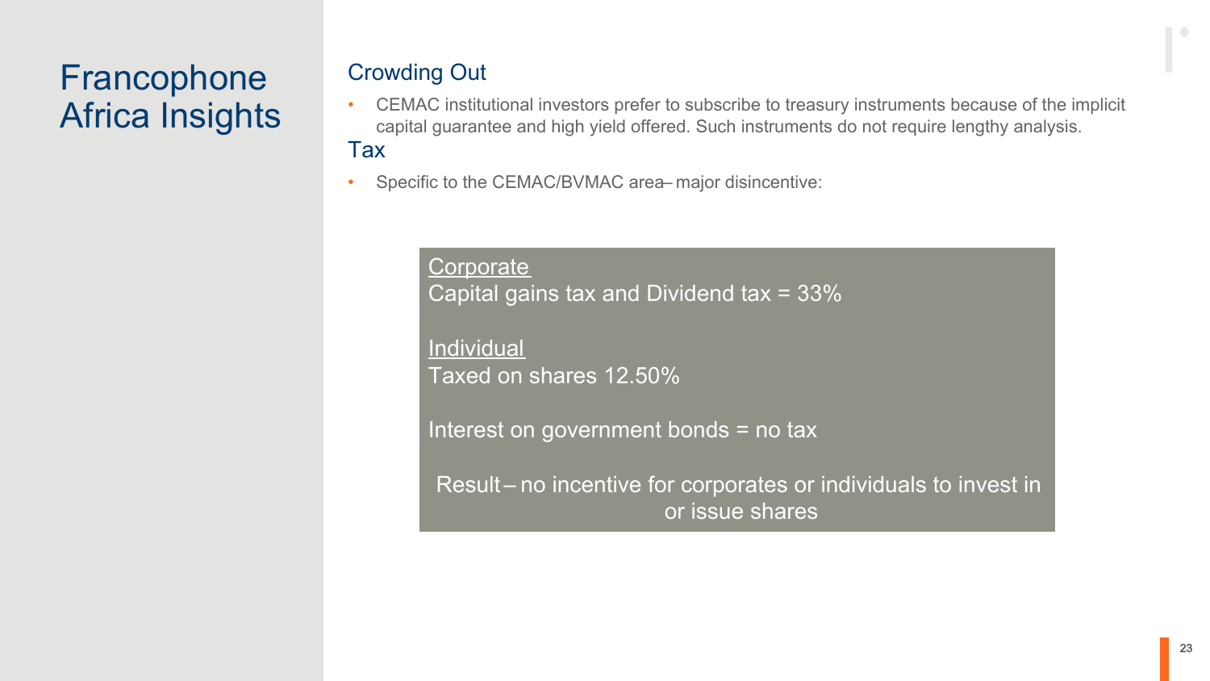# Francophone Africa Insights

## Crowding Out

- CEMAC institutional investors prefer to subscribe to treasury instruments because of the implicit capital guarantee and high yield offered. Such instruments do not require lengthy analysis.

## Tax

- Specific to the CEMAC/BVMAC area– major disincentive:

> Corporate
> Capital gains tax and Dividend tax = 33%
>
> Individual
> Taxed on shares 12.50%
>
> Interest on government bonds = no tax
>
> Result – no incentive for corporates or individuals to invest in or issue shares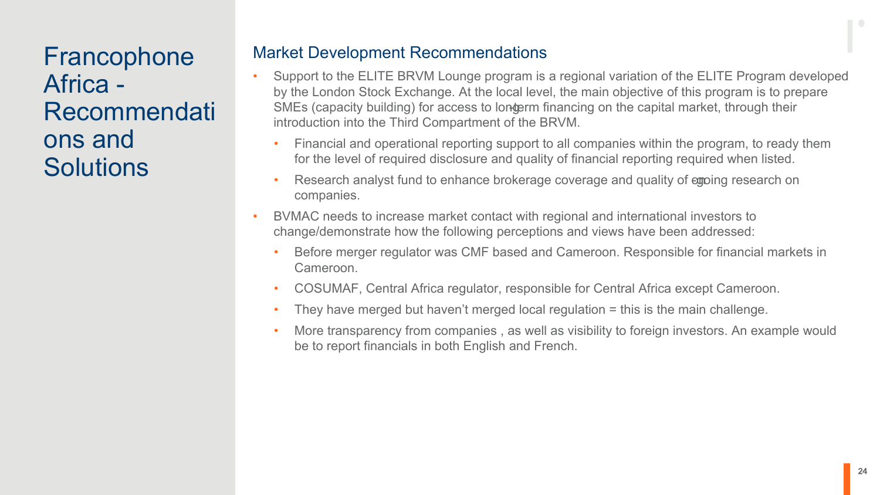# Francophone Africa - Recommendations and Solutions

## Market Development Recommendations

- Support to the ELITE BRVM Lounge program is a regional variation of the ELITE Program developed by the London Stock Exchange. At the local level, the main objective of this program is to prepare SMEs (capacity building) for access to long-term financing on the capital market, through their introduction into the Third Compartment of the BRVM.
  - Financial and operational reporting support to all companies within the program, to ready them for the level of required disclosure and quality of financial reporting required when listed.
  - Research analyst fund to enhance brokerage coverage and quality of ongoing research on companies.
- BVMAC needs to increase market contact with regional and international investors to change/demonstrate how the following perceptions and views have been addressed:
  - Before merger regulator was CMF based and Cameroon. Responsible for financial markets in Cameroon.
  - COSUMAF, Central Africa regulator, responsible for Central Africa except Cameroon.
  - They have merged but haven't merged local regulation = this is the main challenge.
  - More transparency from companies , as well as visibility to foreign investors. An example would be to report financials in both English and French.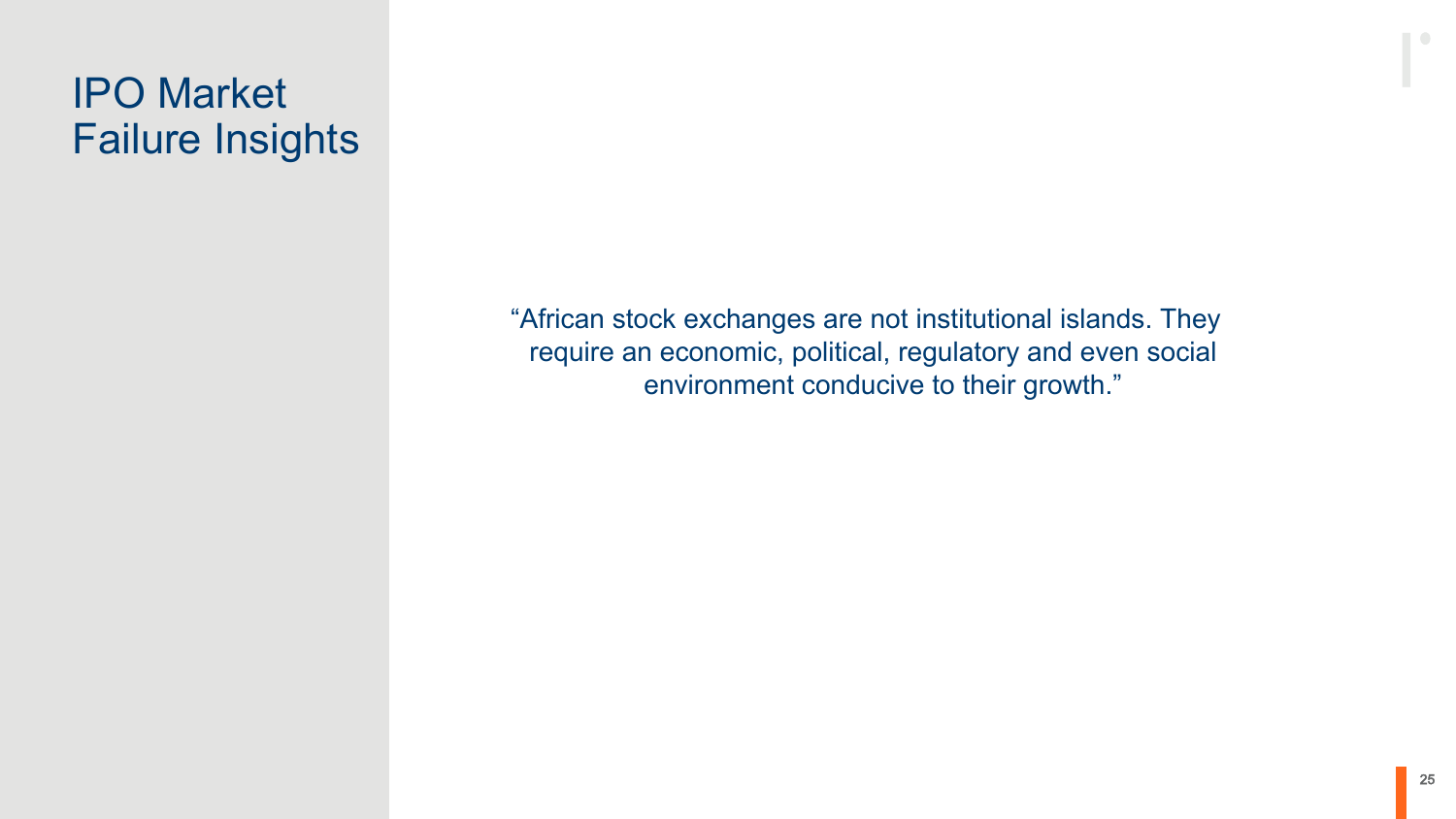# IPO Market Failure Insights

"African stock exchanges are not institutional islands. They require an economic, political, regulatory and even social environment conducive to their growth."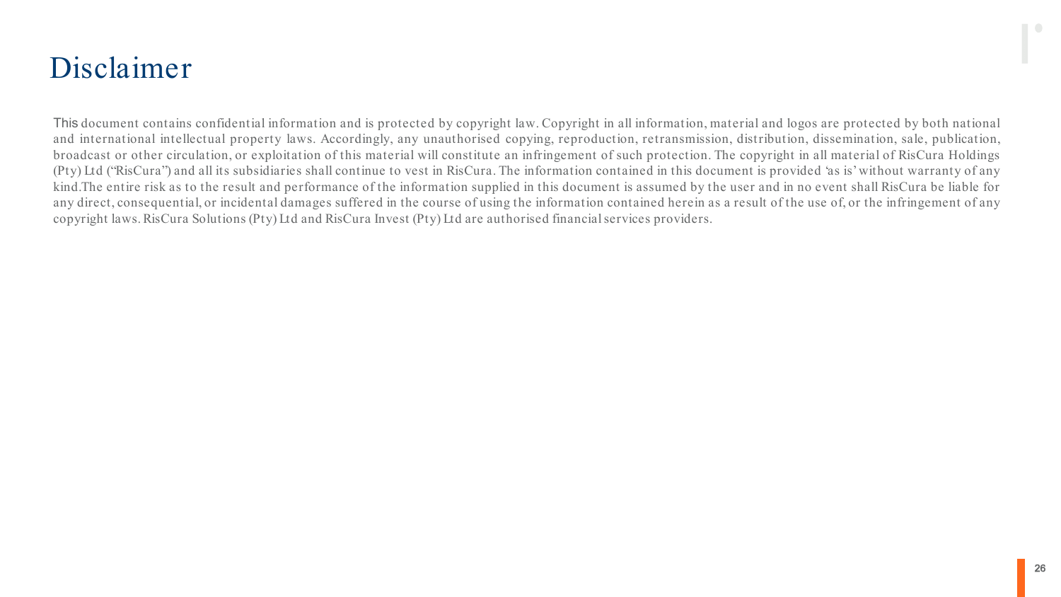# Disclaimer

This document contains confidential information and is protected by copyright law. Copyright in all information, material and logos are protected by both national and international intellectual property laws. Accordingly, any unauthorised copying, reproduction, retransmission, distribution, dissemination, sale, publication, broadcast or other circulation, or exploitation of this material will constitute an infringement of such protection. The copyright in all material of RisCura Holdings (Pty) Ltd ("RisCura") and all its subsidiaries shall continue to vest in RisCura. The information contained in this document is provided 'as is' without warranty of any kind.The entire risk as to the result and performance of the information supplied in this document is assumed by the user and in no event shall RisCura be liable for any direct, consequential, or incidental damages suffered in the course of using the information contained herein as a result of the use of, or the infringement of any copyright laws. RisCura Solutions (Pty) Ltd and RisCura Invest (Pty) Ltd are authorised financial services providers.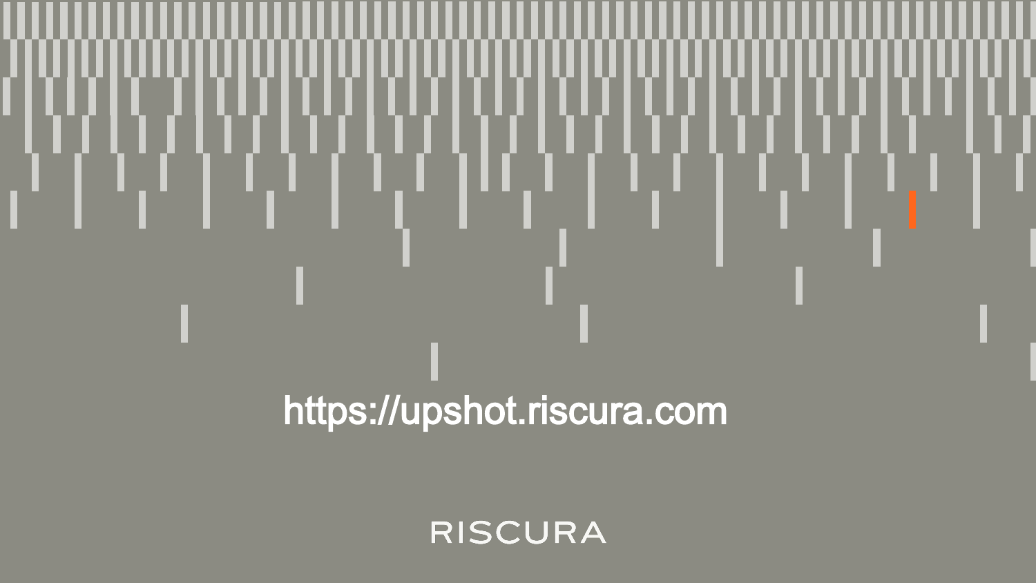https://upshot.riscura.com

RISCURA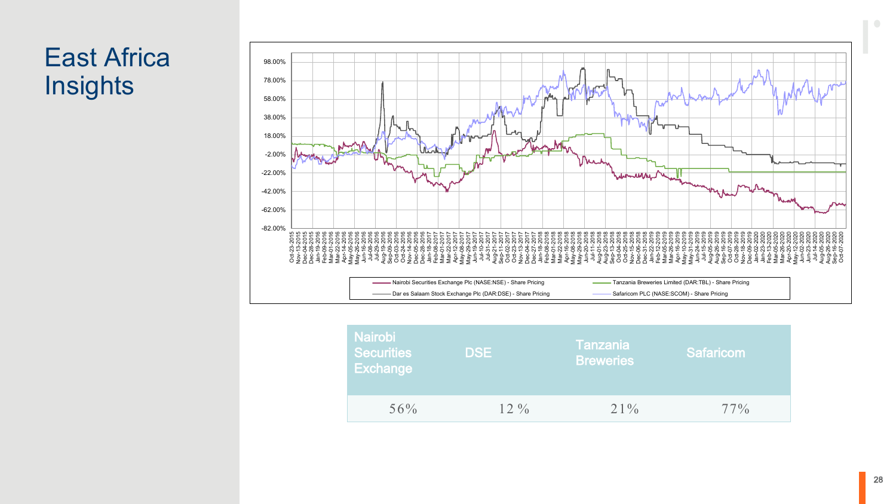# East Africa Insights

98.00%
78.00%
58.00%
38.00%
18.00%
-2.00%
-22.00%
-42.00%
-62.00%
-82.00%

Oct-23-2015
Nov-13-2015
Dec-04-2015
Dec-28-2015
Jan-19-2016
Feb-09-2016
Mar-01-2016
Mar-22-2016
Apr-14-2016
May-05-2016
May-26-2016
Jun-16-2016
Jul-08-2016
Jul-29-2016
Aug-19-2016
Sep-09-2016
Oct-03-2016
Oct-24-2016
Nov-14-2016
Dec-05-2016
Dec-28-2016
Jan-18-2017
Feb-08-2017
Mar-01-2017
Mar-22-2017
Apr-12-2017
May-08-2017
May-29-2017
Jun-19-2017
Jul-10-2017
Jul-31-2017
Aug-21-2017
Sep-11-2017
Oct-02-2017
Oct-23-2017
Nov-13-2017
Dec-04-2017
Dec-27-2017
Jan-18-2018
Feb-08-2018
Mar-01-2018
Mar-22-2018
Apr-16-2018
May-08-2018
May-29-2018
Jun-20-2018
Jul-11-2018
Aug-01-2018
Aug-23-2018
Sep-13-2018
Oct-04-2018
Oct-25-2018
Nov-15-2018
Dec-06-2018
Dec-31-2018
Jan-22-2019
Feb-12-2019
Mar-05-2019
Mar-26-2019
Apr-16-2019
May-10-2019
May-31-2019
Jun-24-2019
Jul-15-2019
Aug-05-2019
Aug-26-2019
Sep-16-2019
Oct-07-2019
Oct-28-2019
Nov-18-2019
Dec-09-2019
Jan-02-2020
Jan-23-2020
Feb-13-2020
Mar-05-2020
Mar-26-2020
Apr-20-2020
May-12-2020
Jun-02-2020
Jun-23-2020
Jul-14-2020
Aug-05-2020
Aug-26-2020
Sep-16-2020
Oct-07-2020

Nairobi Securities Exchange Plc (NASE:NSE) - Share Pricing
Tanzania Breweries Limited (DAR:TBL) - Share Pricing
Dar es Salaam Stock Exchange Plc (DAR:DSE) - Share Pricing
Safaricom PLC (NASE:SCOM) - Share Pricing

| Nairobi Securities Exchange | DSE | Tanzania Breweries | Safaricom |
|---|---|---|---|
| 56% | 12 % | 21% | 77% |